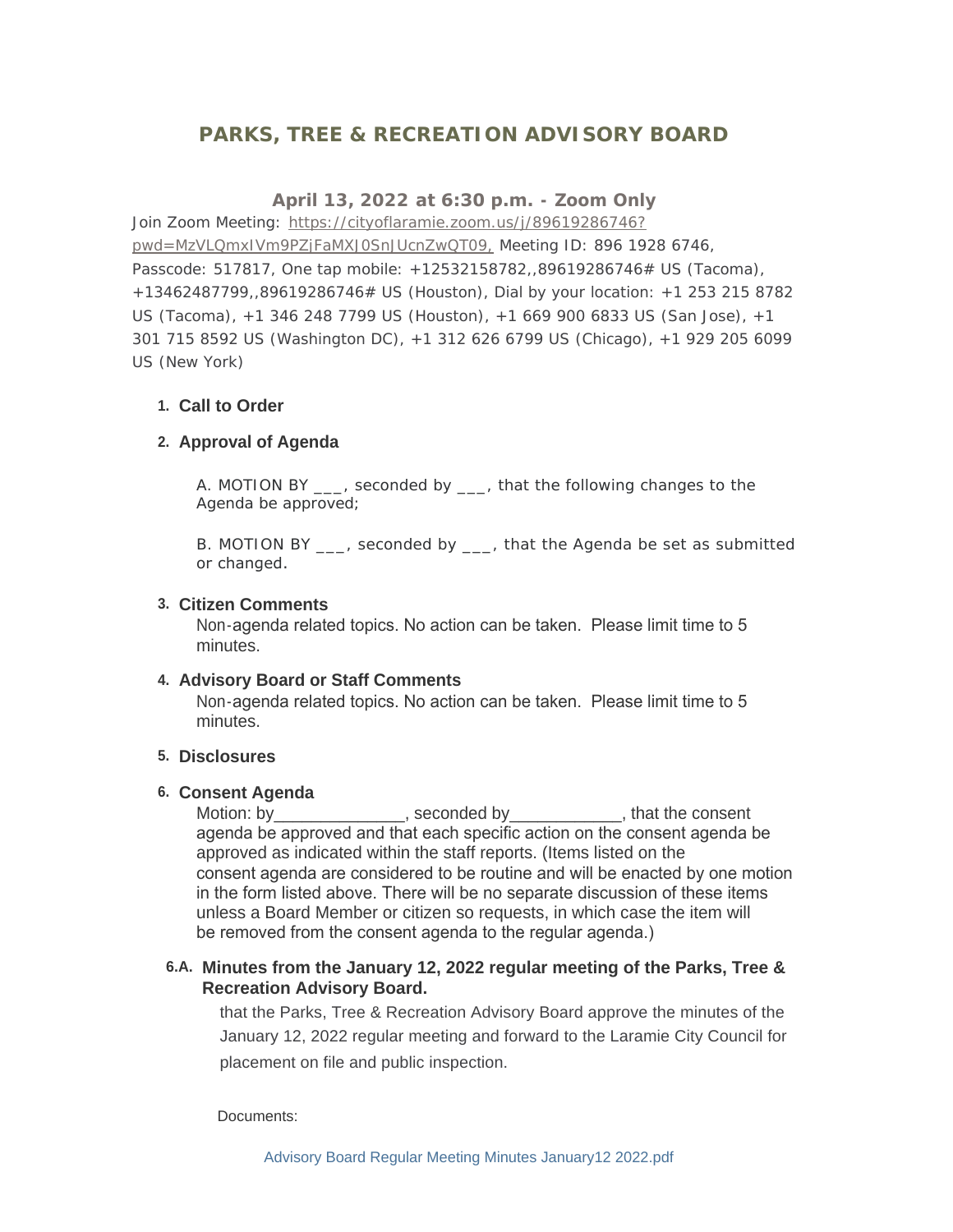# PARKS, TREE & RECREATION ADVISORY BOARD

### April 13, 2022 at 6:30 p.m. - Zoom Only

Join Zoom Meeting: https://cityoflaramie.zoom.us/j/89619286746?pwd=MzVLQmxIVm9PZjFaMXJ0SnJUcnZwQT09, Meeting ID: 896 1928 6746, Passcode: 517817, One tap mobile: +12532158782,,89619286746# US (Tacoma), +13462487799,,89619286746# US (Houston), Dial by your location: +1 253 215 8782 US (Tacoma), +1 346 248 7799 US (Houston), +1 669 900 6833 US (San Jose), +1 301 715 8592 US (Washington DC), +1 312 626 6799 US (Chicago), +1 929 205 6099 US (New York)

1. **Call to Order**

2. **Approval of Agenda**

   A. MOTION BY ___, seconded by ___, that the following changes to the Agenda be approved;

   B. MOTION BY ___, seconded by ___, that the Agenda be set as submitted or changed.

3. **Citizen Comments**

   Non-agenda related topics. No action can be taken. Please limit time to 5 minutes.

4. **Advisory Board or Staff Comments**

   Non-agenda related topics. No action can be taken. Please limit time to 5 minutes.

5. **Disclosures**

6. **Consent Agenda**

   Motion: by______________, seconded by____________, that the consent agenda be approved and that each specific action on the consent agenda be approved as indicated within the staff reports. (Items listed on the consent agenda are considered to be routine and will be enacted by one motion in the form listed above. There will be no separate discussion of these items unless a Board Member or citizen so requests, in which case the item will be removed from the consent agenda to the regular agenda.)

**6.A. Minutes from the January 12, 2022 regular meeting of the Parks, Tree & Recreation Advisory Board.**

that the Parks, Tree & Recreation Advisory Board approve the minutes of the January 12, 2022 regular meeting and forward to the Laramie City Council for placement on file and public inspection.

Documents:

Advisory Board Regular Meeting Minutes January12 2022.pdf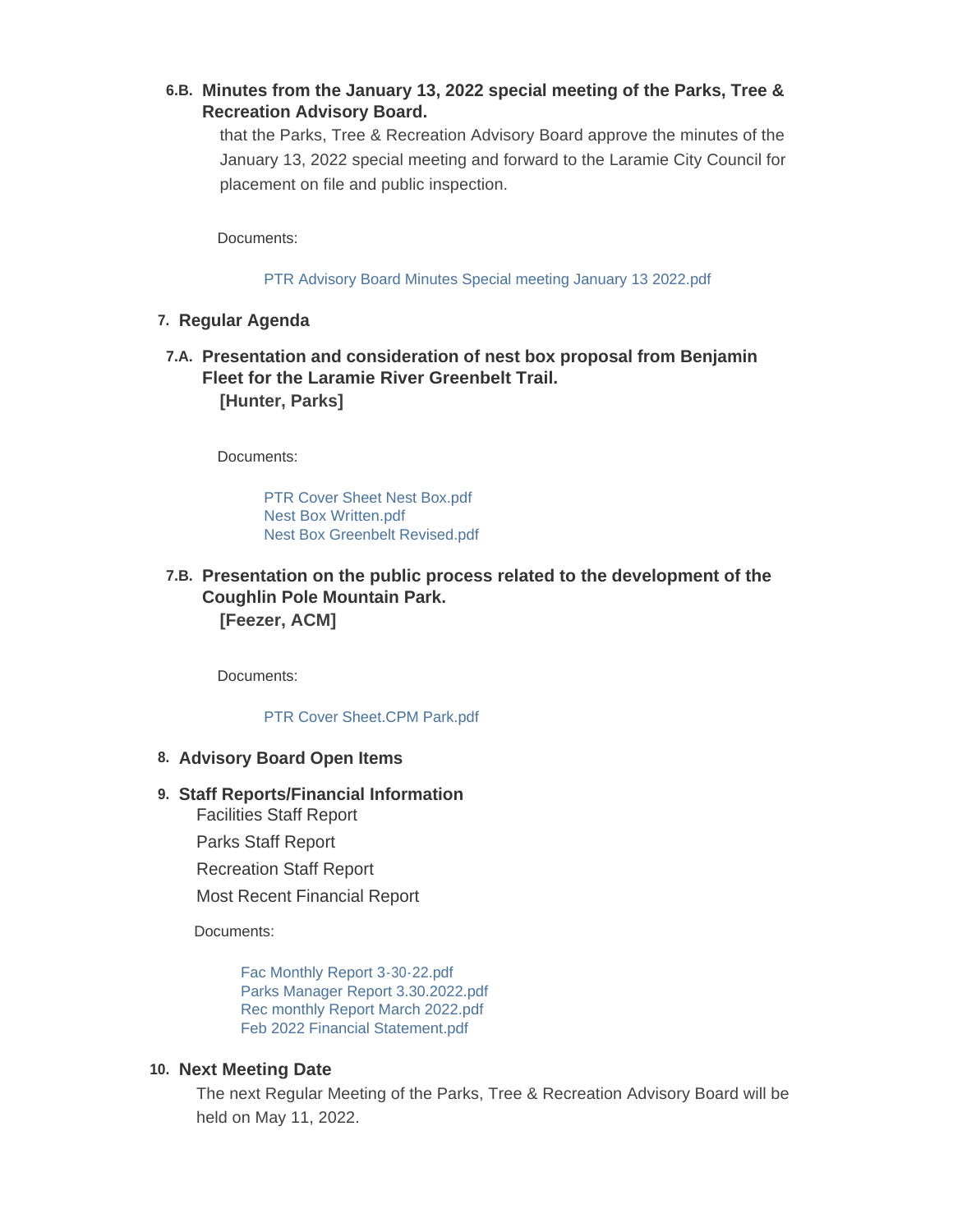### 6.B. Minutes from the January 13, 2022 special meeting of the Parks, Tree & Recreation Advisory Board.

that the Parks, Tree & Recreation Advisory Board approve the minutes of the January 13, 2022 special meeting and forward to the Laramie City Council for placement on file and public inspection.

Documents:

PTR Advisory Board Minutes Special meeting January 13 2022.pdf

## 7. Regular Agenda

### 7.A. Presentation and consideration of nest box proposal from Benjamin Fleet for the Laramie River Greenbelt Trail.

**[Hunter, Parks]**

Documents:

PTR Cover Sheet Nest Box.pdf
Nest Box Written.pdf
Nest Box Greenbelt Revised.pdf

### 7.B. Presentation on the public process related to the development of the Coughlin Pole Mountain Park.

**[Feezer, ACM]**

Documents:

PTR Cover Sheet.CPM Park.pdf

## 8. Advisory Board Open Items

## 9. Staff Reports/Financial Information

Facilities Staff Report

Parks Staff Report

Recreation Staff Report

Most Recent Financial Report

Documents:

Fac Monthly Report 3-30-22.pdf
Parks Manager Report 3.30.2022.pdf
Rec monthly Report March 2022.pdf
Feb 2022 Financial Statement.pdf

## 10. Next Meeting Date

The next Regular Meeting of the Parks, Tree & Recreation Advisory Board will be held on May 11, 2022.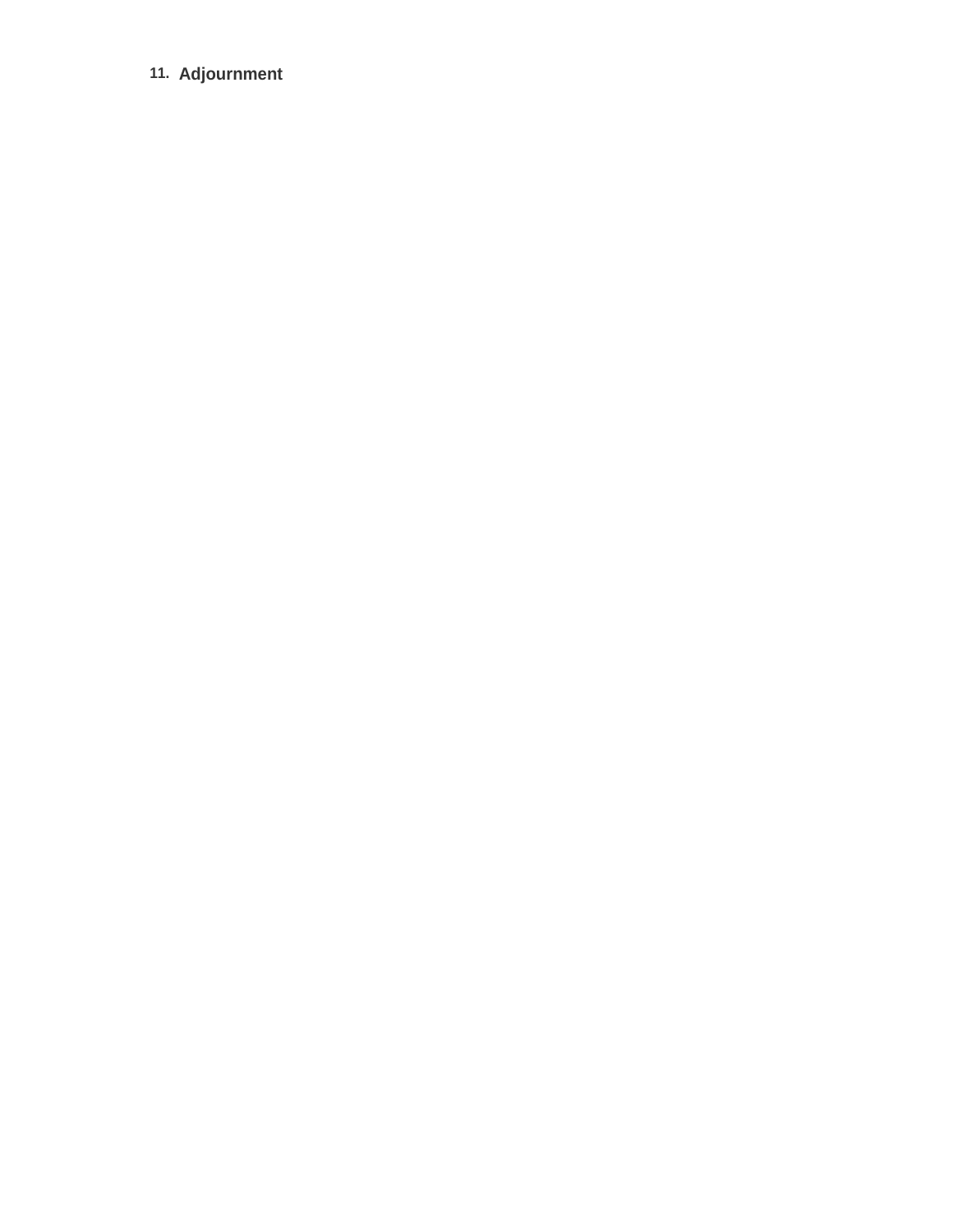11. **Adjournment**